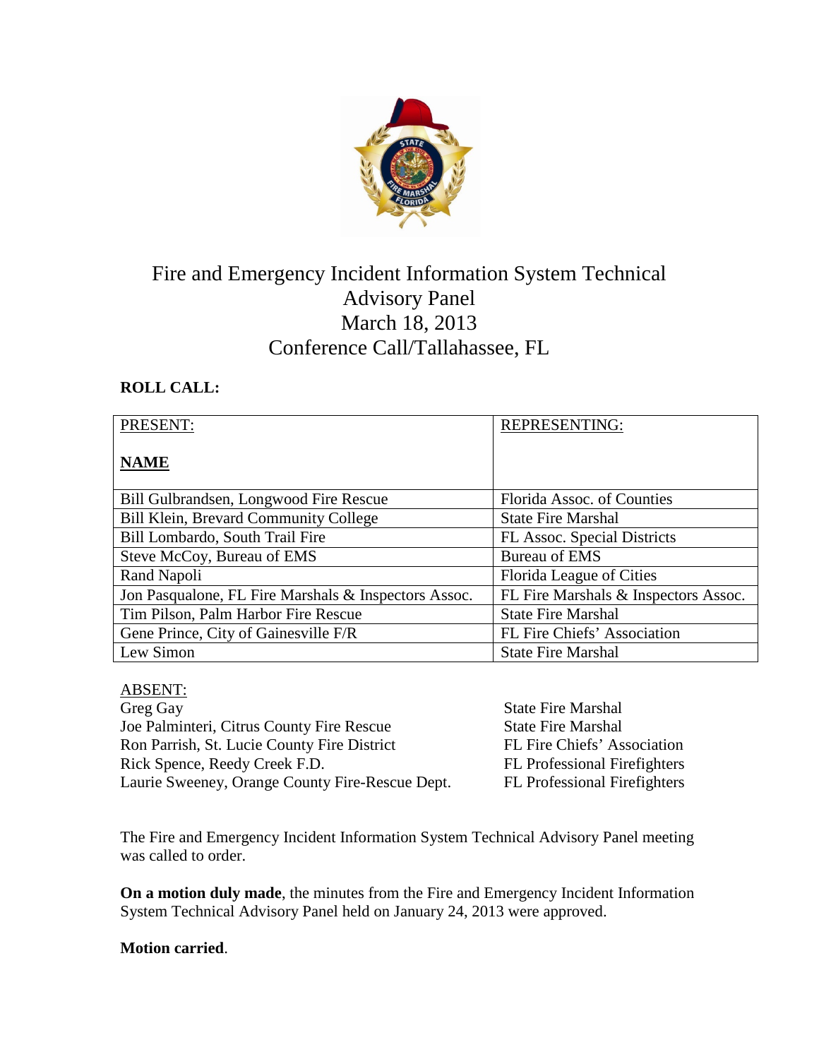# Fire and Emergency Incident Information System Technical Advisory Panel
## March 18, 2013
## Conference Call/Tallahassee, FL

**ROLL CALL:**

| PRESENT:<br><br>**NAME** | REPRESENTING: |
|---|---|
| Bill Gulbrandsen, Longwood Fire Rescue | Florida Assoc. of Counties |
| Bill Klein, Brevard Community College | State Fire Marshal |
| Bill Lombardo, South Trail Fire | FL Assoc. Special Districts |
| Steve McCoy, Bureau of EMS | Bureau of EMS |
| Rand Napoli | Florida League of Cities |
| Jon Pasqualone, FL Fire Marshals & Inspectors Assoc. | FL Fire Marshals & Inspectors Assoc. |
| Tim Pilson, Palm Harbor Fire Rescue | State Fire Marshal |
| Gene Prince, City of Gainesville F/R | FL Fire Chiefs' Association |
| Lew Simon | State Fire Marshal |

ABSENT:

| | |
|---|---|
| Greg Gay | State Fire Marshal |
| Joe Palminteri, Citrus County Fire Rescue | State Fire Marshal |
| Ron Parrish, St. Lucie County Fire District | FL Fire Chiefs' Association |
| Rick Spence, Reedy Creek F.D. | FL Professional Firefighters |
| Laurie Sweeney, Orange County Fire-Rescue Dept. | FL Professional Firefighters |

The Fire and Emergency Incident Information System Technical Advisory Panel meeting was called to order.

**On a motion duly made**, the minutes from the Fire and Emergency Incident Information System Technical Advisory Panel held on January 24, 2013 were approved.

**Motion carried**.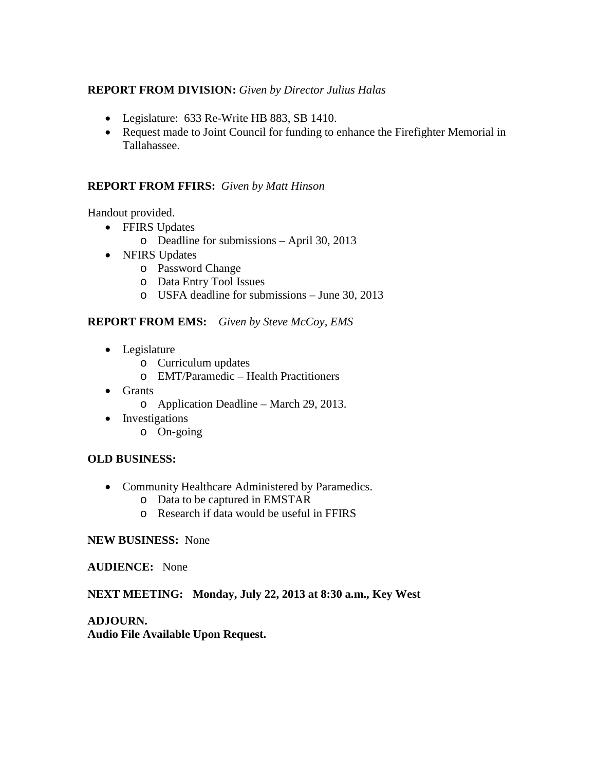**REPORT FROM DIVISION:** *Given by Director Julius Halas*

- Legislature: 633 Re-Write HB 883, SB 1410.
- Request made to Joint Council for funding to enhance the Firefighter Memorial in Tallahassee.

**REPORT FROM FFIRS:** *Given by Matt Hinson*

Handout provided.

- FFIRS Updates
  - Deadline for submissions – April 30, 2013
- NFIRS Updates
  - Password Change
  - Data Entry Tool Issues
  - USFA deadline for submissions – June 30, 2013

**REPORT FROM EMS:** *Given by Steve McCoy, EMS*

- Legislature
  - Curriculum updates
  - EMT/Paramedic – Health Practitioners
- Grants
  - Application Deadline – March 29, 2013.
- Investigations
  - On-going

**OLD BUSINESS:**

- Community Healthcare Administered by Paramedics.
  - Data to be captured in EMSTAR
  - Research if data would be useful in FFIRS

**NEW BUSINESS:** None

**AUDIENCE:** None

**NEXT MEETING: Monday, July 22, 2013 at 8:30 a.m., Key West**

**ADJOURN.**
**Audio File Available Upon Request.**